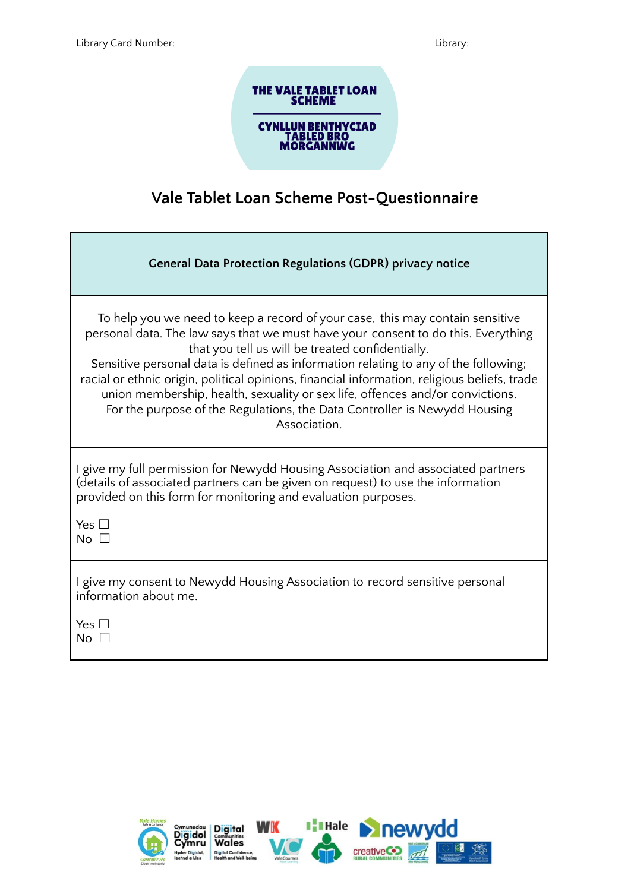Library Card Number: Library:

**THE VALE TABLET LOAN SCHEME**

**CYNLLUN BENTHYCIAD TABLED BRO MORGANNWG**

# Vale Tablet Loan Scheme Post-Questionnaire

## General Data Protection Regulations (GDPR) privacy notice

To help you we need to keep a record of your case, this may contain sensitive personal data. The law says that we must have your consent to do this. Everything that you tell us will be treated confidentially.
Sensitive personal data is defined as information relating to any of the following; racial or ethnic origin, political opinions, financial information, religious beliefs, trade union membership, health, sexuality or sex life, offences and/or convictions.
For the purpose of the Regulations, the Data Controller is Newydd Housing Association.

I give my full permission for Newydd Housing Association and associated partners (details of associated partners can be given on request) to use the information provided on this form for monitoring and evaluation purposes.

Yes ☐
No ☐

I give my consent to Newydd Housing Association to record sensitive personal information about me.

Yes ☐
No ☐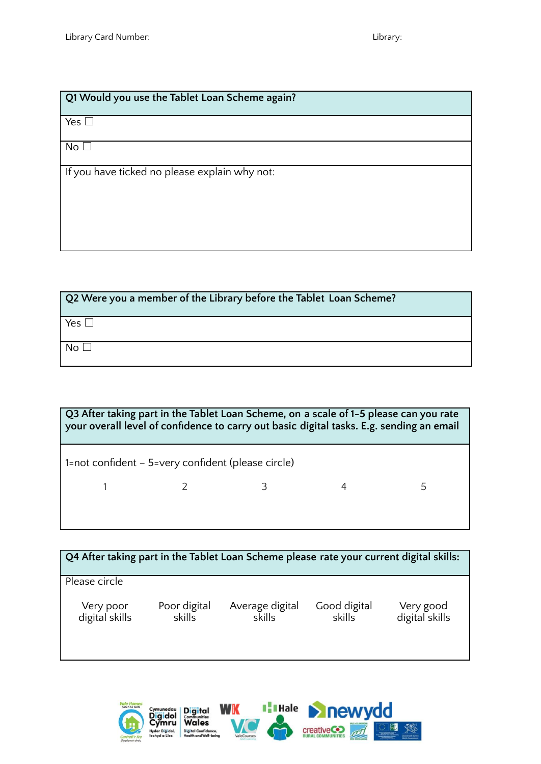Library Card Number: Library:

| **Q1 Would you use the Tablet Loan Scheme again?** |
|---|
| Yes ☐ |
| No ☐ |
| If you have ticked no please explain why not: |

| **Q2 Were you a member of the Library before the Tablet Loan Scheme?** |
|---|
| Yes ☐ |
| No ☐ |

| **Q3 After taking part in the Tablet Loan Scheme, on a scale of 1-5 please can you rate your overall level of confidence to carry out basic digital tasks. E.g. sending an email** | | | | |
|---|---|---|---|---|
| 1=not confident – 5=very confident (please circle) | | | | |
| 1 | 2 | 3 | 4 | 5 |

| **Q4 After taking part in the Tablet Loan Scheme please rate your current digital skills:** | | | | |
|---|---|---|---|---|
| Please circle | | | | |
| Very poor digital skills | Poor digital skills | Average digital skills | Good digital skills | Very good digital skills |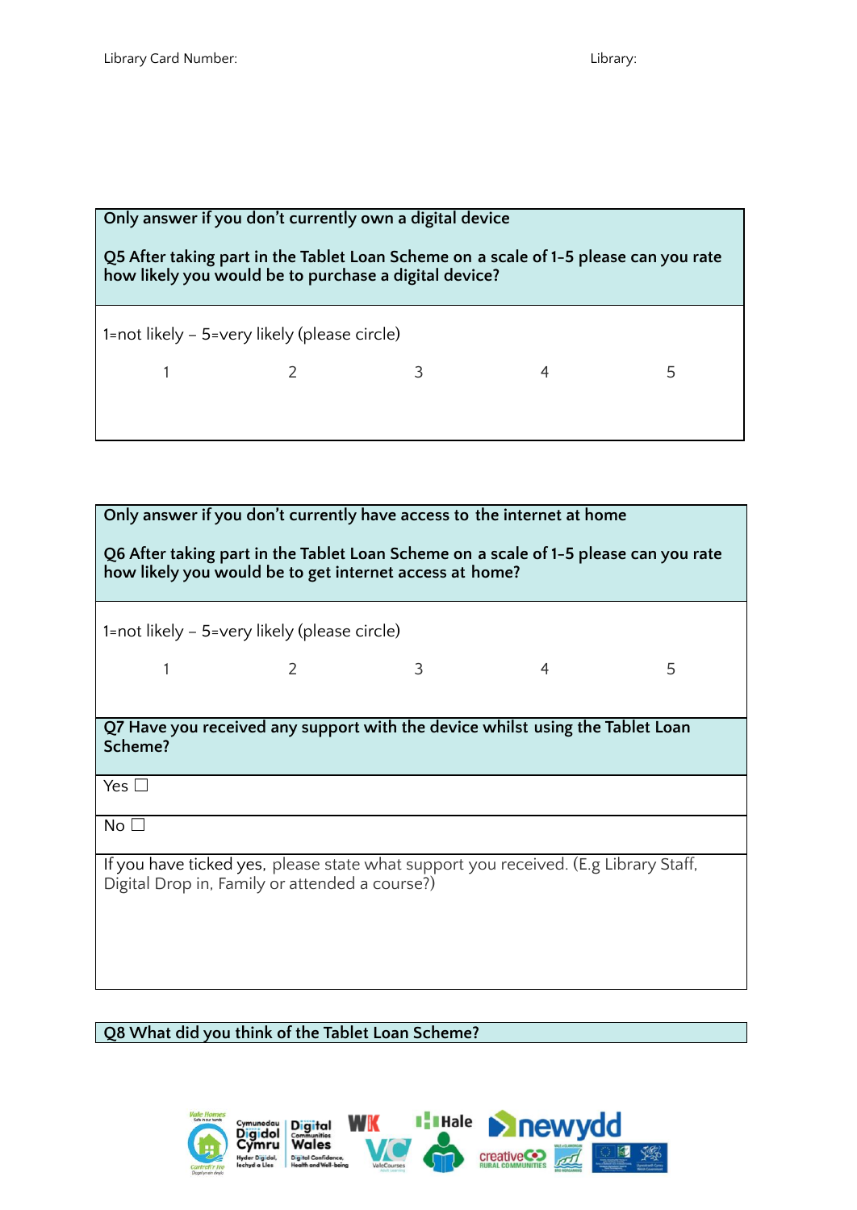Library Card Number: Library:

| Only answer if you don't currently own a digital device<br><br>**Q5 After taking part in the Tablet Loan Scheme on a scale of 1-5 please can you rate how likely you would be to purchase a digital device?** |
|---|
| 1=not likely – 5=very likely (please circle)<br><br>1 2 3 4 5 |

| Only answer if you don't currently have access to the internet at home<br><br>**Q6 After taking part in the Tablet Loan Scheme on a scale of 1-5 please can you rate how likely you would be to get internet access at home?** |
|---|
| 1=not likely – 5=very likely (please circle)<br><br>1 2 3 4 5 |
| **Q7 Have you received any support with the device whilst using the Tablet Loan Scheme?** |
| Yes ☐ |
| No ☐ |
| If you have ticked yes, please state what support you received. (E.g Library Staff, Digital Drop in, Family or attended a course?) |

| Q8 What did you think of the Tablet Loan Scheme? |
|---|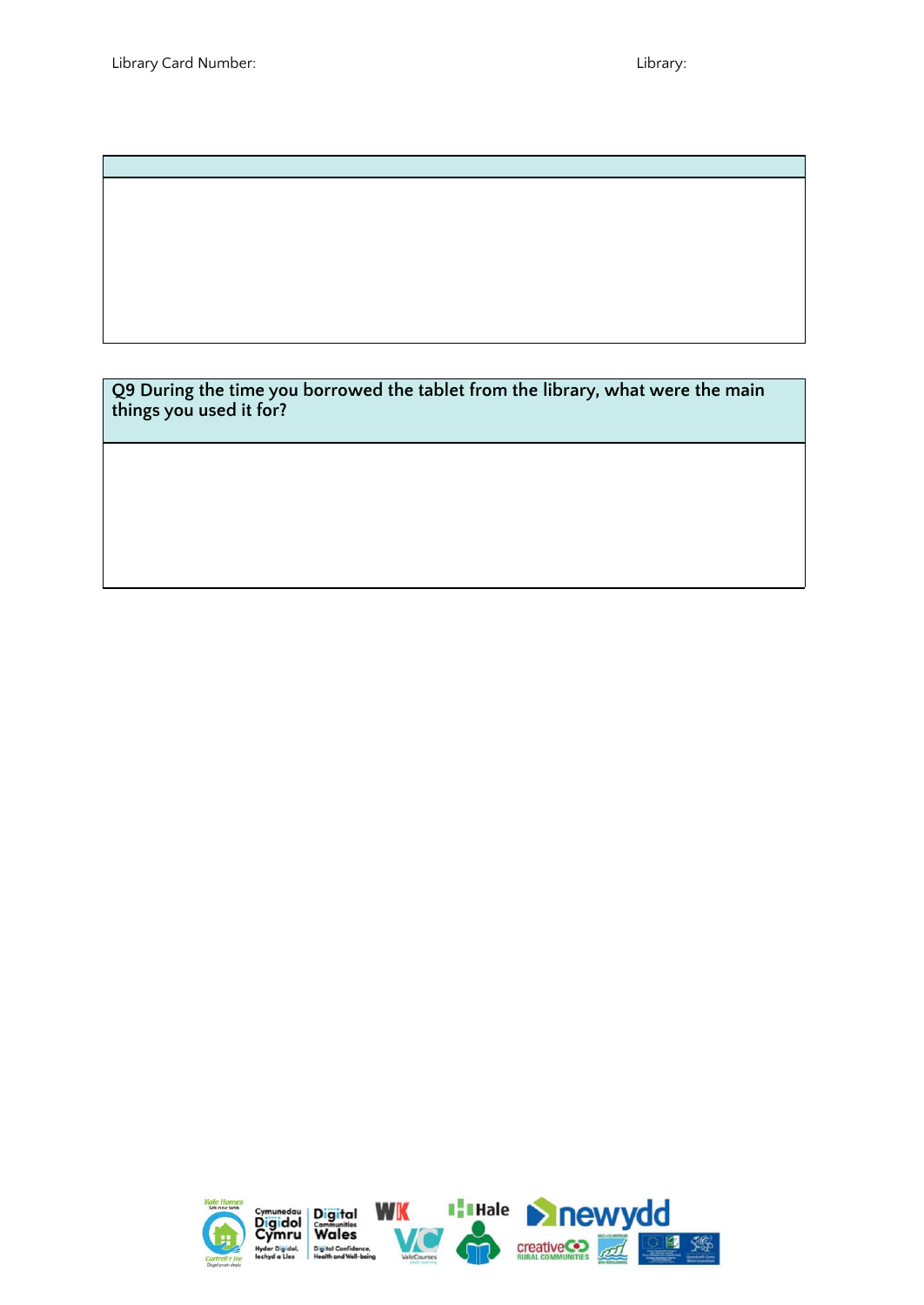Library Card Number: Library:

| |
|---|
| |

| Q9 During the time you borrowed the tablet from the library, what were the main things you used it for? |
|---|
| |